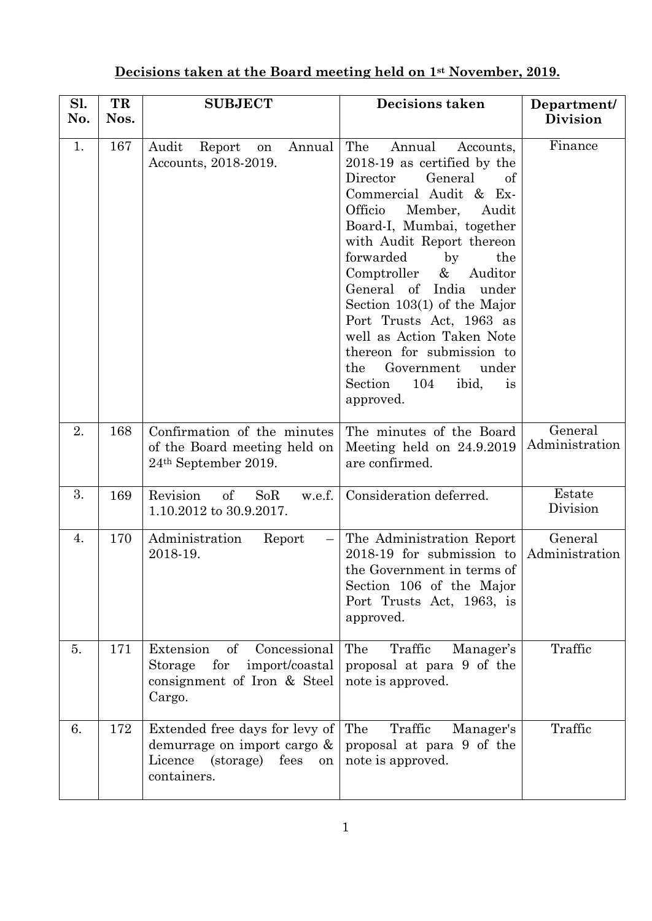**Decisions taken at the Board meeting held on 1st November, 2019.**

| Sl. No. | TR Nos. | SUBJECT | Decisions taken | Department/ Division |
|---|---|---|---|---|
| 1. | 167 | Audit Report on Annual Accounts, 2018-2019. | The Annual Accounts, 2018-19 as certified by the Director General of Commercial Audit & Ex-Officio Member, Audit Board-I, Mumbai, together with Audit Report thereon forwarded by the Comptroller & Auditor General of India under Section 103(1) of the Major Port Trusts Act, 1963 as well as Action Taken Note thereon for submission to the Government under Section 104 ibid, is approved. | Finance |
| 2. | 168 | Confirmation of the minutes of the Board meeting held on 24th September 2019. | The minutes of the Board Meeting held on 24.9.2019 are confirmed. | General Administration |
| 3. | 169 | Revision of SoR w.e.f. 1.10.2012 to 30.9.2017. | Consideration deferred. | Estate Division |
| 4. | 170 | Administration Report – 2018-19. | The Administration Report 2018-19 for submission to the Government in terms of Section 106 of the Major Port Trusts Act, 1963, is approved. | General Administration |
| 5. | 171 | Extension of Concessional Storage for import/coastal consignment of Iron & Steel Cargo. | The Traffic Manager's proposal at para 9 of the note is approved. | Traffic |
| 6. | 172 | Extended free days for levy of demurrage on import cargo & Licence (storage) fees on containers. | The Traffic Manager's proposal at para 9 of the note is approved. | Traffic |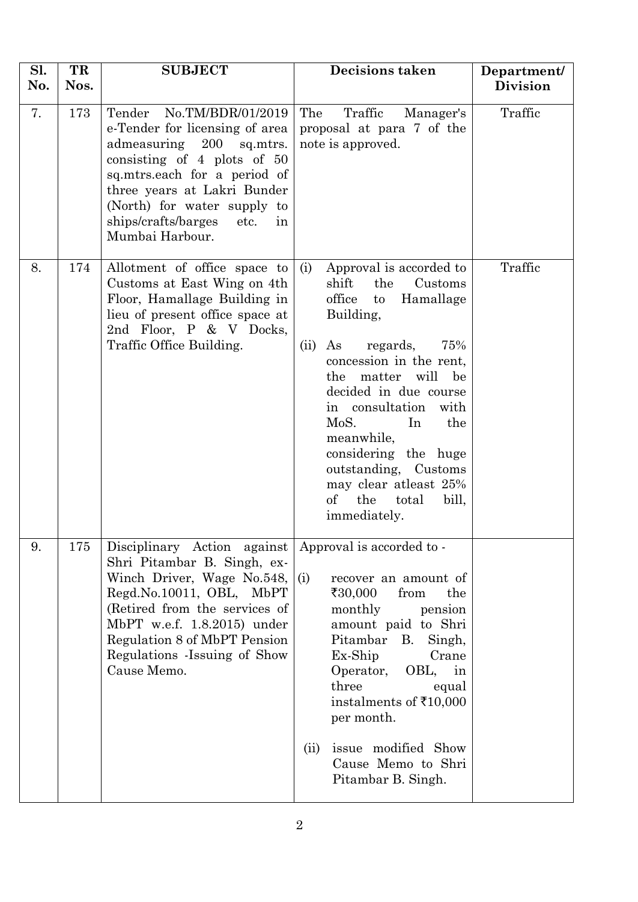| Sl. No. | TR Nos. | SUBJECT | Decisions taken | Department/ Division |
|---|---|---|---|---|
| 7. | 173 | Tender No.TM/BDR/01/2019 e-Tender for licensing of area admeasuring 200 sq.mtrs. consisting of 4 plots of 50 sq.mtrs.each for a period of three years at Lakri Bunder (North) for water supply to ships/crafts/barges etc. in Mumbai Harbour. | The Traffic Manager's proposal at para 7 of the note is approved. | Traffic |
| 8. | 174 | Allotment of office space to Customs at East Wing on 4th Floor, Hamallage Building in lieu of present office space at 2nd Floor, P & V Docks, Traffic Office Building. | (i) Approval is accorded to shift the Customs office to Hamallage Building,<br><br>(ii) As regards, 75% concession in the rent, the matter will be decided in due course in consultation with MoS. In the meanwhile, considering the huge outstanding, Customs may clear atleast 25% of the total bill, immediately. | Traffic |
| 9. | 175 | Disciplinary Action against Shri Pitambar B. Singh, ex-Winch Driver, Wage No.548, Regd.No.10011, OBL, MbPT (Retired from the services of MbPT w.e.f. 1.8.2015) under Regulation 8 of MbPT Pension Regulations -Issuing of Show Cause Memo. | Approval is accorded to -<br><br>(i) recover an amount of ₹30,000 from the monthly pension amount paid to Shri Pitambar B. Singh, Ex-Ship Crane Operator, OBL, in three equal instalments of ₹10,000 per month.<br><br>(ii) issue modified Show Cause Memo to Shri Pitambar B. Singh. | |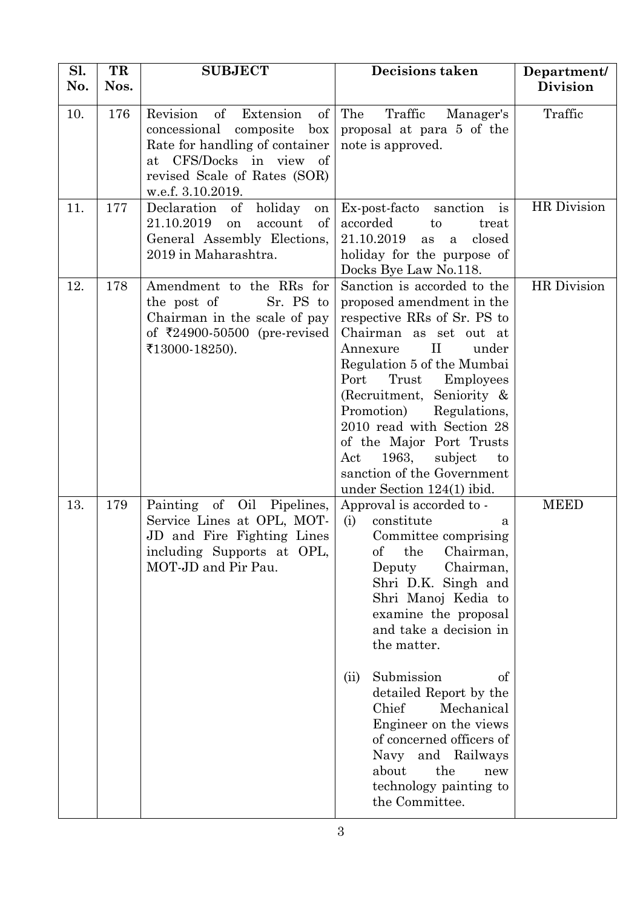| Sl. No. | TR Nos. | SUBJECT | Decisions taken | Department/ Division |
|---|---|---|---|---|
| 10. | 176 | Revision of Extension of concessional composite box Rate for handling of container at CFS/Docks in view of revised Scale of Rates (SOR) w.e.f. 3.10.2019. | The Traffic Manager's proposal at para 5 of the note is approved. | Traffic |
| 11. | 177 | Declaration of holiday on 21.10.2019 on account of General Assembly Elections, 2019 in Maharashtra. | Ex-post-facto sanction is accorded to treat 21.10.2019 as a closed holiday for the purpose of Docks Bye Law No.118. | HR Division |
| 12. | 178 | Amendment to the RRs for the post of Sr. PS to Chairman in the scale of pay of ₹24900-50500 (pre-revised ₹13000-18250). | Sanction is accorded to the proposed amendment in the respective RRs of Sr. PS to Chairman as set out at Annexure II under Regulation 5 of the Mumbai Port Trust Employees (Recruitment, Seniority & Promotion) Regulations, 2010 read with Section 28 of the Major Port Trusts Act 1963, subject to sanction of the Government under Section 124(1) ibid. | HR Division |
| 13. | 179 | Painting of Oil Pipelines, Service Lines at OPL, MOT-JD and Fire Fighting Lines including Supports at OPL, MOT-JD and Pir Pau. | Approval is accorded to -<br>(i) constitute a Committee comprising of the Chairman, Deputy Chairman, Shri D.K. Singh and Shri Manoj Kedia to examine the proposal and take a decision in the matter.<br><br>(ii) Submission of detailed Report by the Chief Mechanical Engineer on the views of concerned officers of Navy and Railways about the new technology painting to the Committee. | MEED |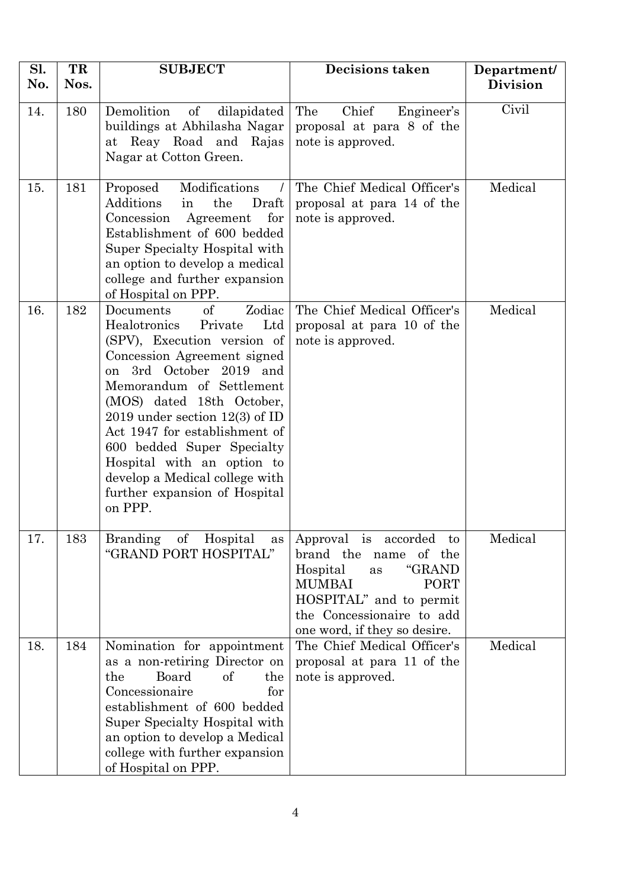| Sl. No. | TR Nos. | SUBJECT | Decisions taken | Department/ Division |
|---|---|---|---|---|
| 14. | 180 | Demolition of dilapidated buildings at Abhilasha Nagar at Reay Road and Rajas Nagar at Cotton Green. | The Chief Engineer's proposal at para 8 of the note is approved. | Civil |
| 15. | 181 | Proposed Modifications / Additions in the Draft Concession Agreement for Establishment of 600 bedded Super Specialty Hospital with an option to develop a medical college and further expansion of Hospital on PPP. | The Chief Medical Officer's proposal at para 14 of the note is approved. | Medical |
| 16. | 182 | Documents of Zodiac Healotronics Private Ltd (SPV), Execution version of Concession Agreement signed on 3rd October 2019 and Memorandum of Settlement (MOS) dated 18th October, 2019 under section 12(3) of ID Act 1947 for establishment of 600 bedded Super Specialty Hospital with an option to develop a Medical college with further expansion of Hospital on PPP. | The Chief Medical Officer's proposal at para 10 of the note is approved. | Medical |
| 17. | 183 | Branding of Hospital as "GRAND PORT HOSPITAL" | Approval is accorded to brand the name of the Hospital as "GRAND MUMBAI PORT HOSPITAL" and to permit the Concessionaire to add one word, if they so desire. | Medical |
| 18. | 184 | Nomination for appointment as a non-retiring Director on the Board of the Concessionaire for establishment of 600 bedded Super Specialty Hospital with an option to develop a Medical college with further expansion of Hospital on PPP. | The Chief Medical Officer's proposal at para 11 of the note is approved. | Medical |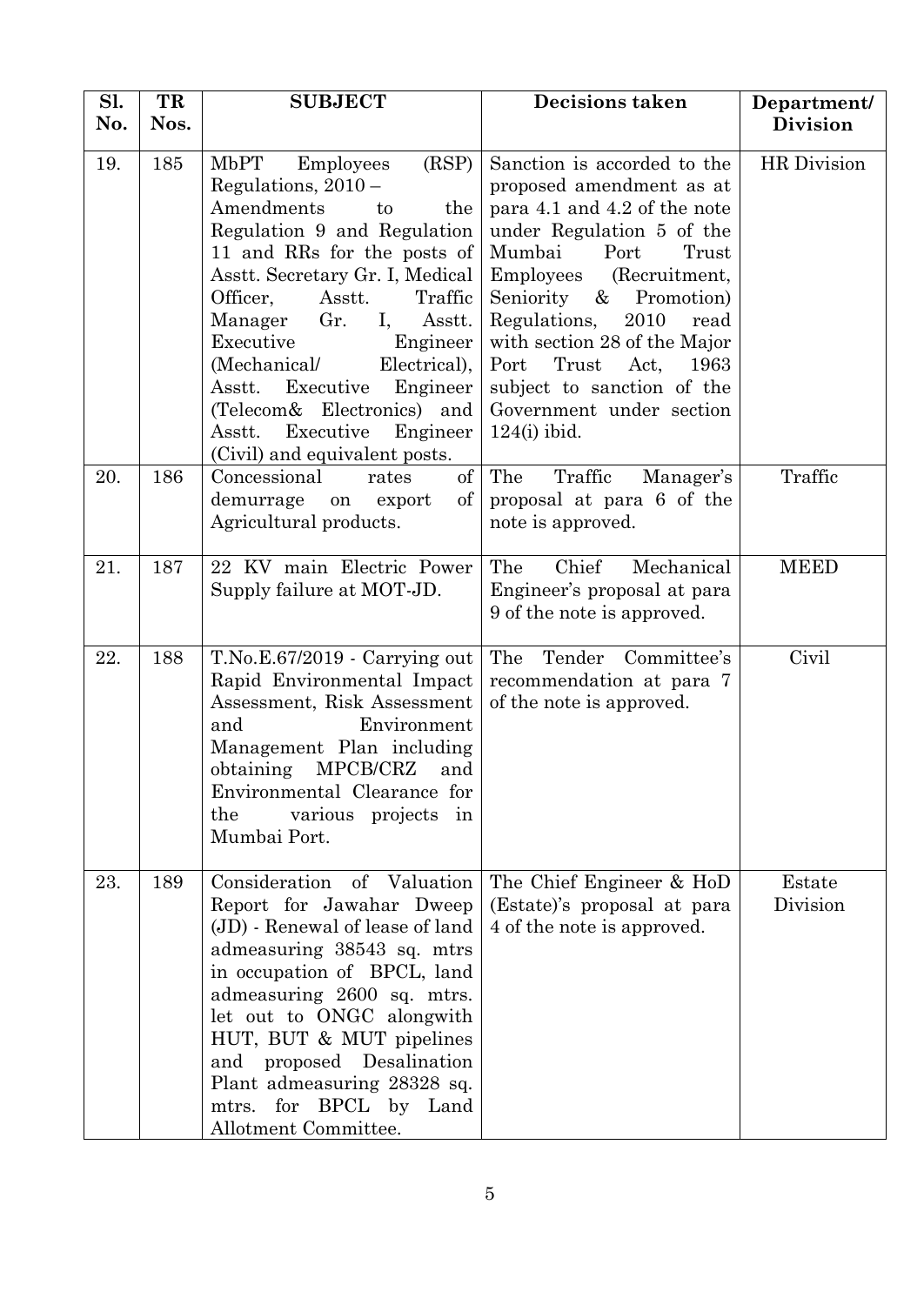| Sl. No. | TR Nos. | SUBJECT | Decisions taken | Department/ Division |
|---|---|---|---|---|
| 19. | 185 | MbPT Employees (RSP) Regulations, 2010 – Amendments to the Regulation 9 and Regulation 11 and RRs for the posts of Asstt. Secretary Gr. I, Medical Officer, Asstt. Traffic Manager Gr. I, Asstt. Executive Engineer (Mechanical/ Electrical), Asstt. Executive Engineer (Telecom& Electronics) and Asstt. Executive Engineer (Civil) and equivalent posts. | Sanction is accorded to the proposed amendment as at para 4.1 and 4.2 of the note under Regulation 5 of the Mumbai Port Trust Employees (Recruitment, Seniority & Promotion) Regulations, 2010 read with section 28 of the Major Port Trust Act, 1963 subject to sanction of the Government under section 124(i) ibid. | HR Division |
| 20. | 186 | Concessional rates of demurrage on export of Agricultural products. | The Traffic Manager's proposal at para 6 of the note is approved. | Traffic |
| 21. | 187 | 22 KV main Electric Power Supply failure at MOT-JD. | The Chief Mechanical Engineer's proposal at para 9 of the note is approved. | MEED |
| 22. | 188 | T.No.E.67/2019 - Carrying out Rapid Environmental Impact Assessment, Risk Assessment and Environment Management Plan including obtaining MPCB/CRZ and Environmental Clearance for the various projects in Mumbai Port. | The Tender Committee's recommendation at para 7 of the note is approved. | Civil |
| 23. | 189 | Consideration of Valuation Report for Jawahar Dweep (JD) - Renewal of lease of land admeasuring 38543 sq. mtrs in occupation of BPCL, land admeasuring 2600 sq. mtrs. let out to ONGC alongwith HUT, BUT & MUT pipelines and proposed Desalination Plant admeasuring 28328 sq. mtrs. for BPCL by Land Allotment Committee. | The Chief Engineer & HoD (Estate)'s proposal at para 4 of the note is approved. | Estate Division |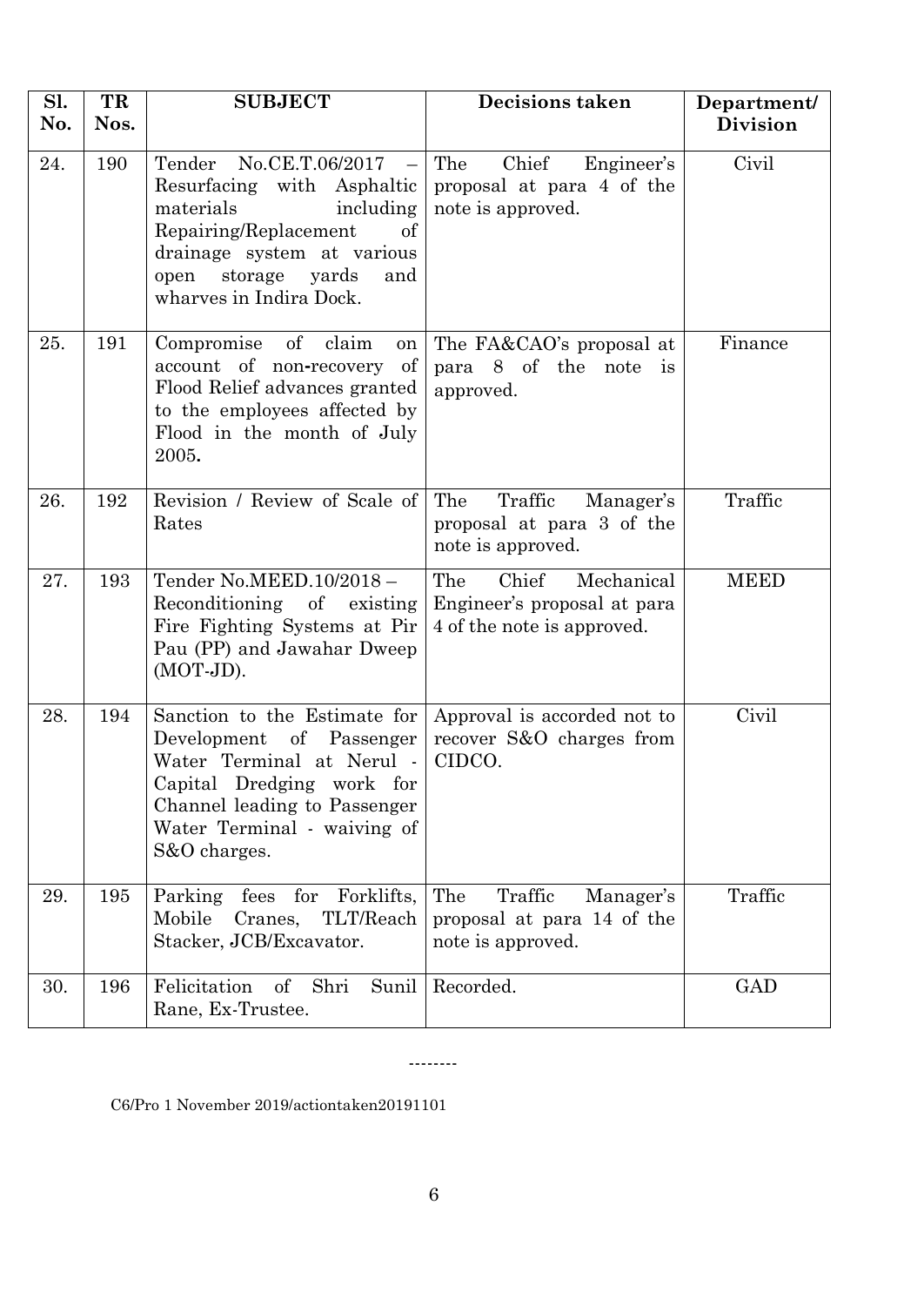| Sl. No. | TR Nos. | SUBJECT | Decisions taken | Department/ Division |
|---|---|---|---|---|
| 24. | 190 | Tender No.CE.T.06/2017 – Resurfacing with Asphaltic materials including Repairing/Replacement of drainage system at various open storage yards and wharves in Indira Dock. | The Chief Engineer's proposal at para 4 of the note is approved. | Civil |
| 25. | 191 | Compromise of claim on account of non-recovery of Flood Relief advances granted to the employees affected by Flood in the month of July 2005. | The FA&CAO's proposal at para 8 of the note is approved. | Finance |
| 26. | 192 | Revision / Review of Scale of Rates | The Traffic Manager's proposal at para 3 of the note is approved. | Traffic |
| 27. | 193 | Tender No.MEED.10/2018 – Reconditioning of existing Fire Fighting Systems at Pir Pau (PP) and Jawahar Dweep (MOT-JD). | The Chief Mechanical Engineer's proposal at para 4 of the note is approved. | MEED |
| 28. | 194 | Sanction to the Estimate for Development of Passenger Water Terminal at Nerul - Capital Dredging work for Channel leading to Passenger Water Terminal - waiving of S&O charges. | Approval is accorded not to recover S&O charges from CIDCO. | Civil |
| 29. | 195 | Parking fees for Forklifts, Mobile Cranes, TLT/Reach Stacker, JCB/Excavator. | The Traffic Manager's proposal at para 14 of the note is approved. | Traffic |
| 30. | 196 | Felicitation of Shri Sunil Rane, Ex-Trustee. | Recorded. | GAD |

--------

C6/Pro 1 November 2019/actiontaken20191101